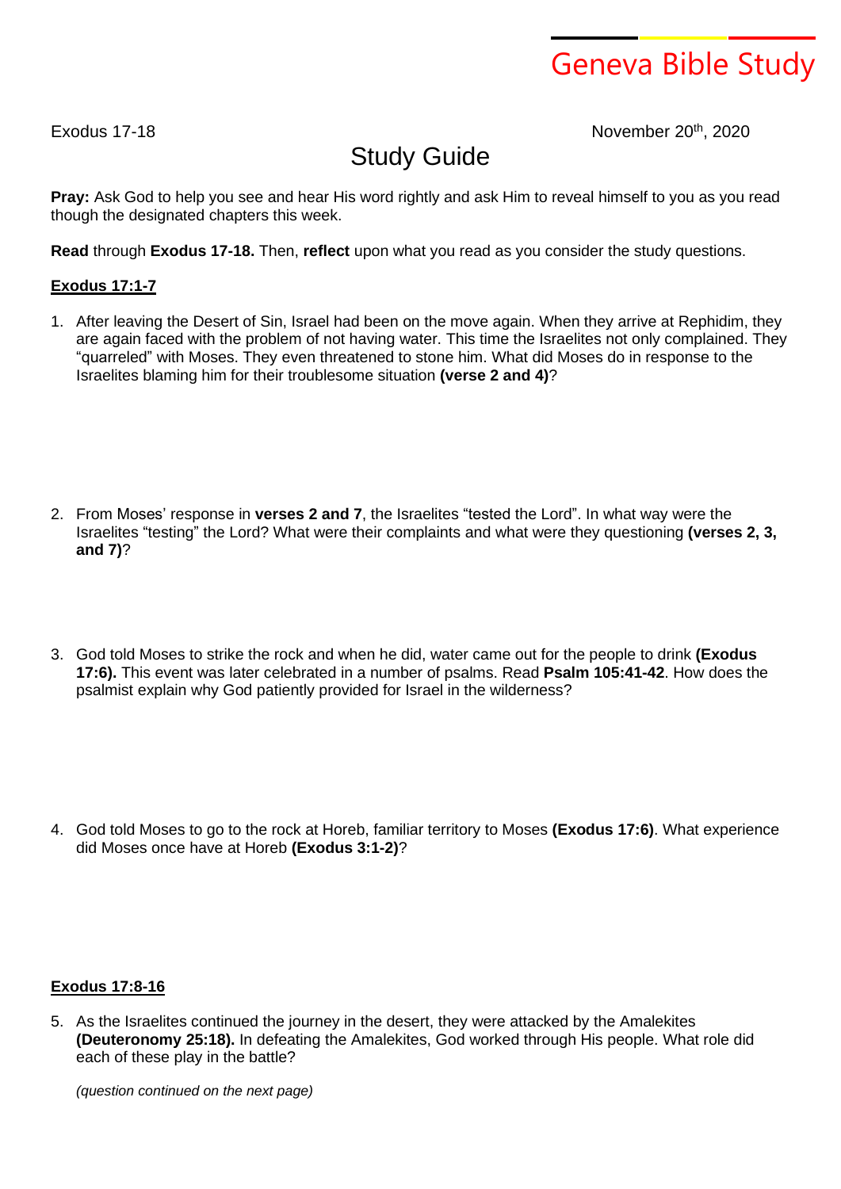Geneva Bible Study

Exodus 17-18 November 20th, 2020

# Study Guide

**Pray:** Ask God to help you see and hear His word rightly and ask Him to reveal himself to you as you read though the designated chapters this week.

**Read** through **Exodus 17-18.** Then, **reflect** upon what you read as you consider the study questions.

## **Exodus 17:1-7**

1. After leaving the Desert of Sin, Israel had been on the move again. When they arrive at Rephidim, they are again faced with the problem of not having water. This time the Israelites not only complained. They "quarreled" with Moses. They even threatened to stone him. What did Moses do in response to the Israelites blaming him for their troublesome situation **(verse 2 and 4)**?

2. From Moses' response in **verses 2 and 7**, the Israelites "tested the Lord". In what way were the Israelites "testing" the Lord? What were their complaints and what were they questioning **(verses 2, 3, and 7)**?

3. God told Moses to strike the rock and when he did, water came out for the people to drink **(Exodus 17:6).** This event was later celebrated in a number of psalms. Read **Psalm 105:41-42**. How does the psalmist explain why God patiently provided for Israel in the wilderness?

4. God told Moses to go to the rock at Horeb, familiar territory to Moses **(Exodus 17:6)**. What experience did Moses once have at Horeb **(Exodus 3:1-2)**?

## **Exodus 17:8-16**

5. As the Israelites continued the journey in the desert, they were attacked by the Amalekites **(Deuteronomy 25:18).** In defeating the Amalekites, God worked through His people. What role did each of these play in the battle?

   *(question continued on the next page)*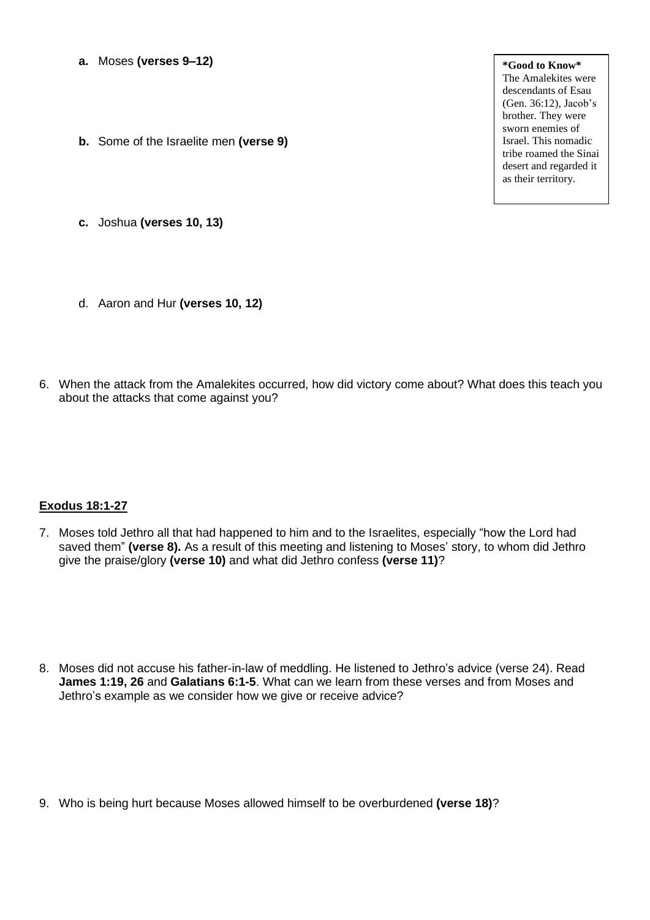a. Moses **(verses 9–12)**

b. Some of the Israelite men **(verse 9)**

c. Joshua **(verses 10, 13)**

d. Aaron and Hur **(verses 10, 12)**

**\*Good to Know\***
The Amalekites were descendants of Esau (Gen. 36:12), Jacob's brother. They were sworn enemies of Israel. This nomadic tribe roamed the Sinai desert and regarded it as their territory.

6. When the attack from the Amalekites occurred, how did victory come about? What does this teach you about the attacks that come against you?

**Exodus 18:1-27**

7. Moses told Jethro all that had happened to him and to the Israelites, especially "how the Lord had saved them" **(verse 8).** As a result of this meeting and listening to Moses' story, to whom did Jethro give the praise/glory **(verse 10)** and what did Jethro confess **(verse 11)**?

8. Moses did not accuse his father-in-law of meddling. He listened to Jethro's advice (verse 24). Read **James 1:19, 26** and **Galatians 6:1-5**. What can we learn from these verses and from Moses and Jethro's example as we consider how we give or receive advice?

9. Who is being hurt because Moses allowed himself to be overburdened **(verse 18)**?